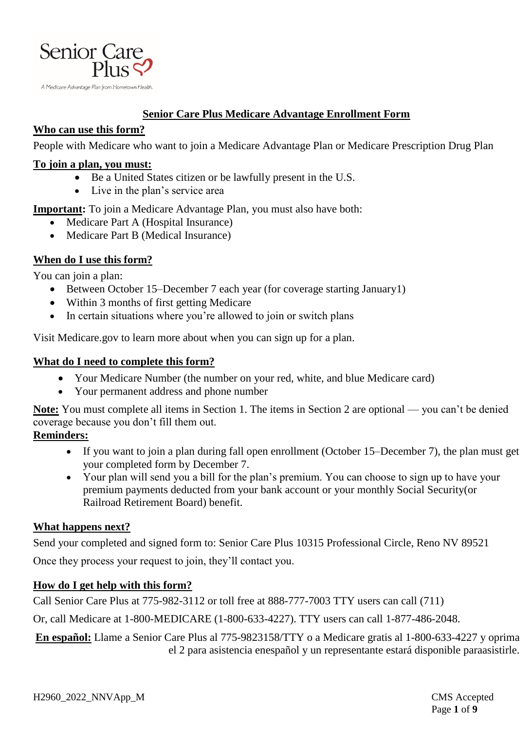Senior Care Plus

A Medicare Advantage Plan from Hometown Health.

# Senior Care Plus Medicare Advantage Enrollment Form

## Who can use this form?

People with Medicare who want to join a Medicare Advantage Plan or Medicare Prescription Drug Plan

## To join a plan, you must:

- Be a United States citizen or be lawfully present in the U.S.
- Live in the plan's service area

**Important:** To join a Medicare Advantage Plan, you must also have both:

- Medicare Part A (Hospital Insurance)
- Medicare Part B (Medical Insurance)

## When do I use this form?

You can join a plan:

- Between October 15–December 7 each year (for coverage starting January1)
- Within 3 months of first getting Medicare
- In certain situations where you're allowed to join or switch plans

Visit Medicare.gov to learn more about when you can sign up for a plan.

## What do I need to complete this form?

- Your Medicare Number (the number on your red, white, and blue Medicare card)
- Your permanent address and phone number

**Note:** You must complete all items in Section 1. The items in Section 2 are optional — you can't be denied coverage because you don't fill them out.

**Reminders:**

- If you want to join a plan during fall open enrollment (October 15–December 7), the plan must get your completed form by December 7.
- Your plan will send you a bill for the plan's premium. You can choose to sign up to have your premium payments deducted from your bank account or your monthly Social Security(or Railroad Retirement Board) benefit.

## What happens next?

Send your completed and signed form to: Senior Care Plus 10315 Professional Circle, Reno NV 89521

Once they process your request to join, they'll contact you.

## How do I get help with this form?

Call Senior Care Plus at 775-982-3112 or toll free at 888-777-7003 TTY users can call (711)

Or, call Medicare at 1-800-MEDICARE (1-800-633-4227). TTY users can call 1-877-486-2048.

**En español:** Llame a Senior Care Plus al 775-9823158/TTY o a Medicare gratis al 1-800-633-4227 y oprima el 2 para asistencia enespañol y un representante estará disponible paraasistirle.

H2960_2022_NNVApp_M

CMS Accepted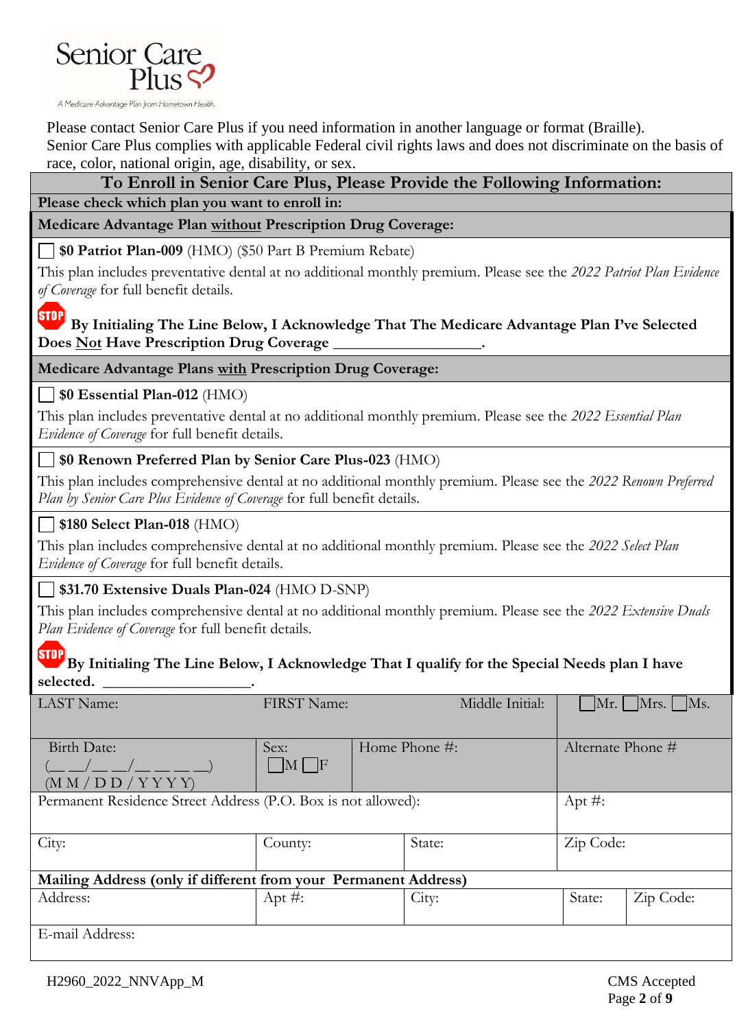Senior Care Plus

A Medicare Advantage Plan from Hometown Health.

Please contact Senior Care Plus if you need information in another language or format (Braille).
Senior Care Plus complies with applicable Federal civil rights laws and does not discriminate on the basis of race, color, national origin, age, disability, or sex.

## To Enroll in Senior Care Plus, Please Provide the Following Information:

**Please check which plan you want to enroll in:**

**Medicare Advantage Plan without Prescription Drug Coverage:**

☐ **$0 Patriot Plan-009** (HMO) ($50 Part B Premium Rebate)

This plan includes preventative dental at no additional monthly premium. Please see the *2022 Patriot Plan Evidence of Coverage* for full benefit details.

STOP **By Initialing The Line Below, I Acknowledge That The Medicare Advantage Plan I've Selected Does Not Have Prescription Drug Coverage ___________________.**

**Medicare Advantage Plans with Prescription Drug Coverage:**

☐ **$0 Essential Plan-012** (HMO)

This plan includes preventative dental at no additional monthly premium. Please see the *2022 Essential Plan Evidence of Coverage* for full benefit details.

☐ **$0 Renown Preferred Plan by Senior Care Plus-023** (HMO)

This plan includes comprehensive dental at no additional monthly premium. Please see the *2022 Renown Preferred Plan by Senior Care Plus Evidence of Coverage* for full benefit details.

☐ **$180 Select Plan-018** (HMO)

This plan includes comprehensive dental at no additional monthly premium. Please see the *2022 Select Plan Evidence of Coverage* for full benefit details.

☐ **$31.70 Extensive Duals Plan-024** (HMO D-SNP)

This plan includes comprehensive dental at no additional monthly premium. Please see the *2022 Extensive Duals Plan Evidence of Coverage* for full benefit details.

STOP **By Initialing The Line Below, I Acknowledge That I qualify for the Special Needs plan I have selected. ___________________.**

| LAST Name: | FIRST Name: | | Middle Initial: | ☐Mr. ☐Mrs. ☐Ms. | |
|---|---|---|---|---|---|
| Birth Date: (__ __/__ __/__ __ __ __) (M M / D D / Y Y Y Y) | Sex: ☐M ☐F | Home Phone #: | | Alternate Phone # | |
| Permanent Residence Street Address (P.O. Box is not allowed): | | | | Apt #: | |
| City: | County: | State: | | Zip Code: | |
| **Mailing Address (only if different from your Permanent Address)** | | | | | |
| Address: | Apt #: | City: | | State: | Zip Code: |
| E-mail Address: | | | | | |

H2960_2022_NNVApp_M

CMS Accepted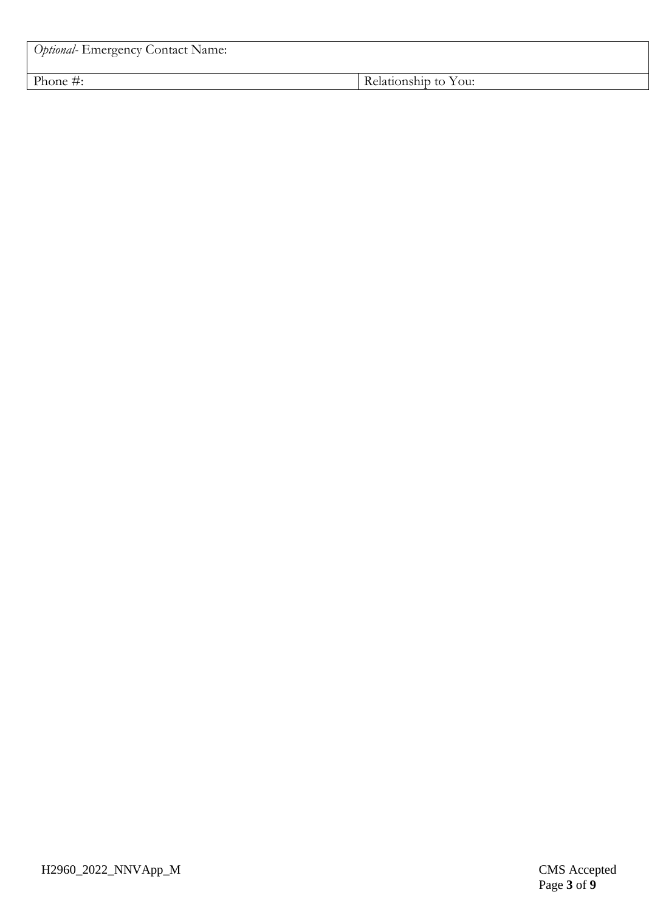| *Optional*- Emergency Contact Name: | |
|---|---|
| Phone #: | Relationship to You: |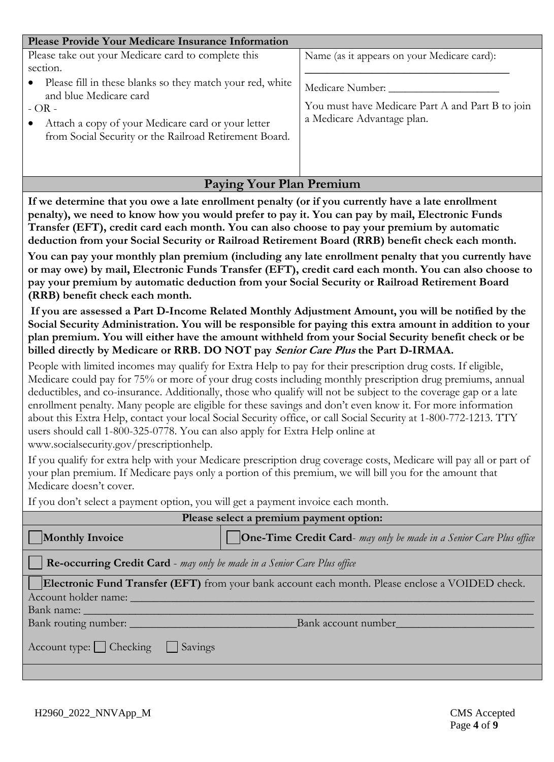## Please Provide Your Medicare Insurance Information

Please take out your Medicare card to complete this section.

- Please fill in these blanks so they match your red, white and blue Medicare card

- OR -

- Attach a copy of your Medicare card or your letter from Social Security or the Railroad Retirement Board.

Name (as it appears on your Medicare card): ______________________________

Medicare Number: ____________________

You must have Medicare Part A and Part B to join a Medicare Advantage plan.

## Paying Your Plan Premium

**If we determine that you owe a late enrollment penalty (or if you currently have a late enrollment penalty), we need to know how you would prefer to pay it. You can pay by mail, Electronic Funds Transfer (EFT), credit card each month. You can also choose to pay your premium by automatic deduction from your Social Security or Railroad Retirement Board (RRB) benefit check each month.**

**You can pay your monthly plan premium (including any late enrollment penalty that you currently have or may owe) by mail, Electronic Funds Transfer (EFT), credit card each month. You can also choose to pay your premium by automatic deduction from your Social Security or Railroad Retirement Board (RRB) benefit check each month.**

**If you are assessed a Part D-Income Related Monthly Adjustment Amount, you will be notified by the Social Security Administration. You will be responsible for paying this extra amount in addition to your plan premium. You will either have the amount withheld from your Social Security benefit check or be billed directly by Medicare or RRB. DO NOT pay *Senior Care Plus* the Part D-IRMAA.**

People with limited incomes may qualify for Extra Help to pay for their prescription drug costs. If eligible, Medicare could pay for 75% or more of your drug costs including monthly prescription drug premiums, annual deductibles, and co-insurance. Additionally, those who qualify will not be subject to the coverage gap or a late enrollment penalty. Many people are eligible for these savings and don't even know it. For more information about this Extra Help, contact your local Social Security office, or call Social Security at 1-800-772-1213. TTY users should call 1-800-325-0778. You can also apply for Extra Help online at www.socialsecurity.gov/prescriptionhelp.

If you qualify for extra help with your Medicare prescription drug coverage costs, Medicare will pay all or part of your plan premium. If Medicare pays only a portion of this premium, we will bill you for the amount that Medicare doesn't cover.

If you don't select a payment option, you will get a payment invoice each month.

**Please select a premium payment option:**

☐ **Monthly Invoice**

☐ **One-Time Credit Card**- *may only be made in a Senior Care Plus office*

☐ **Re-occurring Credit Card** - *may only be made in a Senior Care Plus office*

☐ **Electronic Fund Transfer (EFT)** from your bank account each month. Please enclose a VOIDED check.

Account holder name: ______________________________

Bank name: ______________________________

Bank routing number: ______________________________ Bank account number______________________________

Account type: ☐ Checking ☐ Savings

H2960_2022_NNVApp_M

CMS Accepted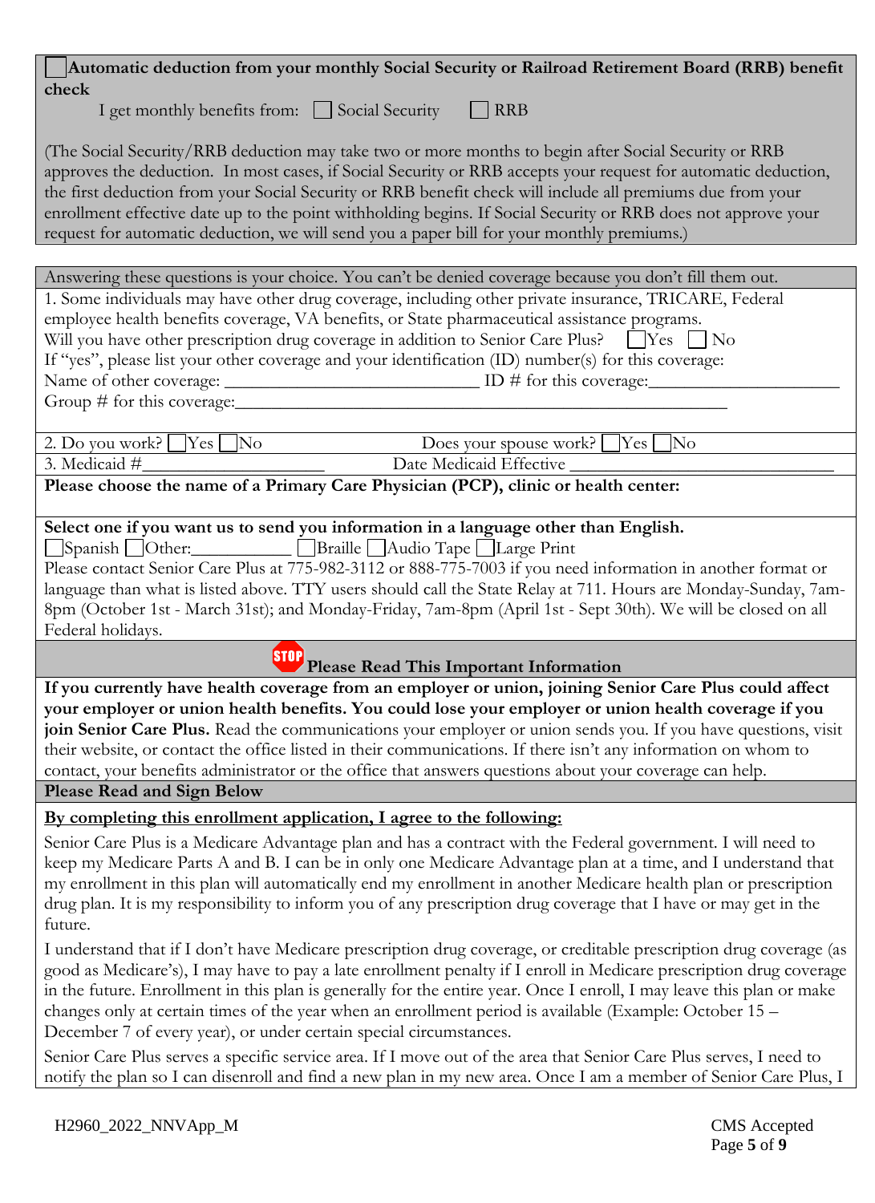☐ **Automatic deduction from your monthly Social Security or Railroad Retirement Board (RRB) benefit check**

I get monthly benefits from: ☐ Social Security ☐ RRB

(The Social Security/RRB deduction may take two or more months to begin after Social Security or RRB approves the deduction. In most cases, if Social Security or RRB accepts your request for automatic deduction, the first deduction from your Social Security or RRB benefit check will include all premiums due from your enrollment effective date up to the point withholding begins. If Social Security or RRB does not approve your request for automatic deduction, we will send you a paper bill for your monthly premiums.)

Answering these questions is your choice. You can't be denied coverage because you don't fill them out.

1. Some individuals may have other drug coverage, including other private insurance, TRICARE, Federal employee health benefits coverage, VA benefits, or State pharmaceutical assistance programs.
Will you have other prescription drug coverage in addition to Senior Care Plus? ☐ Yes ☐ No
If "yes", please list your other coverage and your identification (ID) number(s) for this coverage:
Name of other coverage: ___________________________ ID # for this coverage:_____________________
Group # for this coverage:________________________________________________________

2. Do you work? ☐ Yes ☐ No    Does your spouse work? ☐ Yes ☐ No

3. Medicaid #____________________    Date Medicaid Effective ______________________________

**Please choose the name of a Primary Care Physician (PCP), clinic or health center:**

**Select one if you want us to send you information in a language other than English.**

☐ Spanish ☐ Other:___________ ☐ Braille ☐ Audio Tape ☐ Large Print

Please contact Senior Care Plus at 775-982-3112 or 888-775-7003 if you need information in another format or language than what is listed above. TTY users should call the State Relay at 711. Hours are Monday-Sunday, 7am-8pm (October 1st - March 31st); and Monday-Friday, 7am-8pm (April 1st - Sept 30th). We will be closed on all Federal holidays.

## STOP Please Read This Important Information

**If you currently have health coverage from an employer or union, joining Senior Care Plus could affect your employer or union health benefits. You could lose your employer or union health coverage if you join Senior Care Plus.** Read the communications your employer or union sends you. If you have questions, visit their website, or contact the office listed in their communications. If there isn't any information on whom to contact, your benefits administrator or the office that answers questions about your coverage can help.

## Please Read and Sign Below

**By completing this enrollment application, I agree to the following:**

Senior Care Plus is a Medicare Advantage plan and has a contract with the Federal government. I will need to keep my Medicare Parts A and B. I can be in only one Medicare Advantage plan at a time, and I understand that my enrollment in this plan will automatically end my enrollment in another Medicare health plan or prescription drug plan. It is my responsibility to inform you of any prescription drug coverage that I have or may get in the future.

I understand that if I don't have Medicare prescription drug coverage, or creditable prescription drug coverage (as good as Medicare's), I may have to pay a late enrollment penalty if I enroll in Medicare prescription drug coverage in the future. Enrollment in this plan is generally for the entire year. Once I enroll, I may leave this plan or make changes only at certain times of the year when an enrollment period is available (Example: October 15 – December 7 of every year), or under certain special circumstances.

Senior Care Plus serves a specific service area. If I move out of the area that Senior Care Plus serves, I need to notify the plan so I can disenroll and find a new plan in my new area. Once I am a member of Senior Care Plus, I

H2960_2022_NNVApp_M    CMS Accepted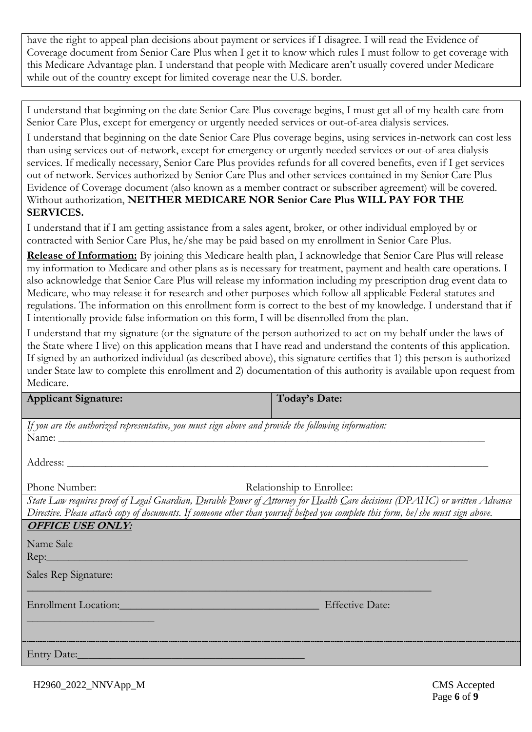have the right to appeal plan decisions about payment or services if I disagree. I will read the Evidence of Coverage document from Senior Care Plus when I get it to know which rules I must follow to get coverage with this Medicare Advantage plan. I understand that people with Medicare aren't usually covered under Medicare while out of the country except for limited coverage near the U.S. border.

I understand that beginning on the date Senior Care Plus coverage begins, I must get all of my health care from Senior Care Plus, except for emergency or urgently needed services or out-of-area dialysis services.

I understand that beginning on the date Senior Care Plus coverage begins, using services in-network can cost less than using services out-of-network, except for emergency or urgently needed services or out-of-area dialysis services. If medically necessary, Senior Care Plus provides refunds for all covered benefits, even if I get services out of network. Services authorized by Senior Care Plus and other services contained in my Senior Care Plus Evidence of Coverage document (also known as a member contract or subscriber agreement) will be covered. Without authorization, **NEITHER MEDICARE NOR Senior Care Plus WILL PAY FOR THE SERVICES.**

I understand that if I am getting assistance from a sales agent, broker, or other individual employed by or contracted with Senior Care Plus, he/she may be paid based on my enrollment in Senior Care Plus.

**Release of Information:** By joining this Medicare health plan, I acknowledge that Senior Care Plus will release my information to Medicare and other plans as is necessary for treatment, payment and health care operations. I also acknowledge that Senior Care Plus will release my information including my prescription drug event data to Medicare, who may release it for research and other purposes which follow all applicable Federal statutes and regulations. The information on this enrollment form is correct to the best of my knowledge. I understand that if I intentionally provide false information on this form, I will be disenrolled from the plan.

I understand that my signature (or the signature of the person authorized to act on my behalf under the laws of the State where I live) on this application means that I have read and understand the contents of this application. If signed by an authorized individual (as described above), this signature certifies that 1) this person is authorized under State law to complete this enrollment and 2) documentation of this authority is available upon request from Medicare.

| **Applicant Signature:** | **Today's Date:** |
|---|---|

*If you are the authorized representative, you must sign above and provide the following information:*

Name: ______________________________________________________________________________

Address: ____________________________________________________________________________

Phone Number: Relationship to Enrollee:

*State Law requires proof of Legal Guardian, Durable Power of Attorney for Health Care decisions (DPAHC) or written Advance Directive. Please attach copy of documents. If someone other than yourself helped you complete this form, he/she must sign above.*

***OFFICE USE ONLY:***

Name Sale Rep:______________________________________________________________________

Sales Rep Signature:

______________________________________________________________________

Enrollment Location:__________________________________ Effective Date: ______________________

Entry Date:_______________________________________

H2960_2022_NNVApp_M CMS Accepted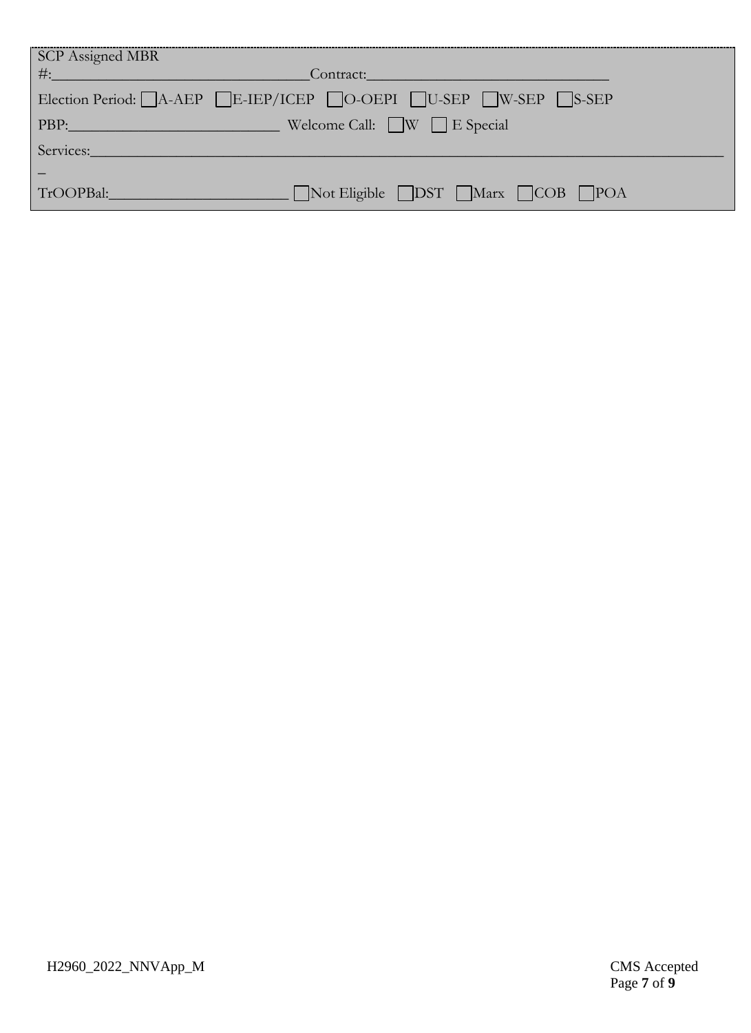SCP Assigned MBR #:_______________________________ Contract:______________________________

Election Period: ☐ A-AEP ☐ E-IEP/ICEP ☐ O-OEPI ☐ U-SEP ☐ W-SEP ☐ S-SEP

PBP:_________________________ Welcome Call: ☐ W ☐ E Special

Services:_______________________________________________________________________________

TrOOPBal:_____________________ ☐ Not Eligible ☐ DST ☐ Marx ☐ COB ☐ POA

H2960_2022_NNVApp_M

CMS Accepted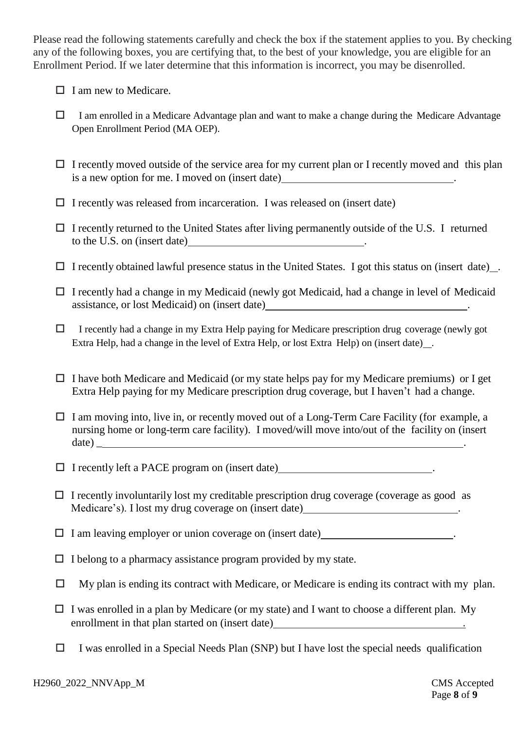Please read the following statements carefully and check the box if the statement applies to you. By checking any of the following boxes, you are certifying that, to the best of your knowledge, you are eligible for an Enrollment Period. If we later determine that this information is incorrect, you may be disenrolled.

- ☐ I am new to Medicare.
- ☐ I am enrolled in a Medicare Advantage plan and want to make a change during the Medicare Advantage Open Enrollment Period (MA OEP).
- ☐ I recently moved outside of the service area for my current plan or I recently moved and this plan is a new option for me. I moved on (insert date)________________________________.
- ☐ I recently was released from incarceration. I was released on (insert date)
- ☐ I recently returned to the United States after living permanently outside of the U.S. I returned to the U.S. on (insert date)________________________________.
- ☐ I recently obtained lawful presence status in the United States. I got this status on (insert date)__.
- ☐ I recently had a change in my Medicaid (newly got Medicaid, had a change in level of Medicaid assistance, or lost Medicaid) on (insert date)________________________________.
- ☐ I recently had a change in my Extra Help paying for Medicare prescription drug coverage (newly got Extra Help, had a change in the level of Extra Help, or lost Extra Help) on (insert date)__.
- ☐ I have both Medicare and Medicaid (or my state helps pay for my Medicare premiums) or I get Extra Help paying for my Medicare prescription drug coverage, but I haven't had a change.
- ☐ I am moving into, live in, or recently moved out of a Long-Term Care Facility (for example, a nursing home or long-term care facility). I moved/will move into/out of the facility on (insert date) ________________________________.
- ☐ I recently left a PACE program on (insert date)________________________________.
- ☐ I recently involuntarily lost my creditable prescription drug coverage (coverage as good as Medicare's). I lost my drug coverage on (insert date)________________________________.
- ☐ I am leaving employer or union coverage on (insert date)________________________________.
- ☐ I belong to a pharmacy assistance program provided by my state.
- ☐ My plan is ending its contract with Medicare, or Medicare is ending its contract with my plan.
- ☐ I was enrolled in a plan by Medicare (or my state) and I want to choose a different plan. My enrollment in that plan started on (insert date)________________________________.
- ☐ I was enrolled in a Special Needs Plan (SNP) but I have lost the special needs qualification

H2960_2022_NNVApp_M CMS Accepted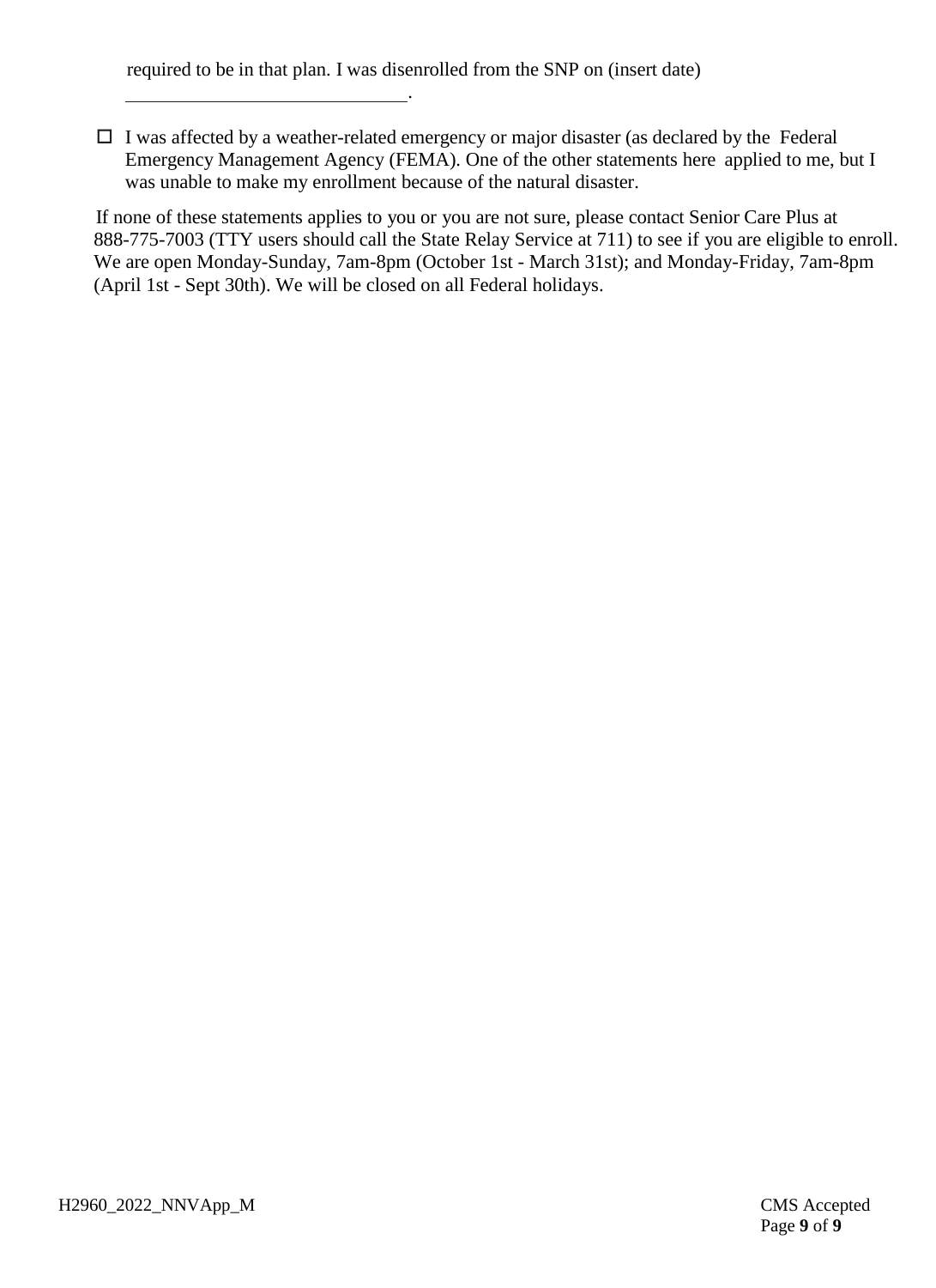required to be in that plan. I was disenrolled from the SNP on (insert date) ____________________________.

- ☐ I was affected by a weather-related emergency or major disaster (as declared by the Federal Emergency Management Agency (FEMA). One of the other statements here applied to me, but I was unable to make my enrollment because of the natural disaster.

If none of these statements applies to you or you are not sure, please contact Senior Care Plus at 888-775-7003 (TTY users should call the State Relay Service at 711) to see if you are eligible to enroll. We are open Monday-Sunday, 7am-8pm (October 1st - March 31st); and Monday-Friday, 7am-8pm (April 1st - Sept 30th). We will be closed on all Federal holidays.

H2960_2022_NNVApp_M

CMS Accepted